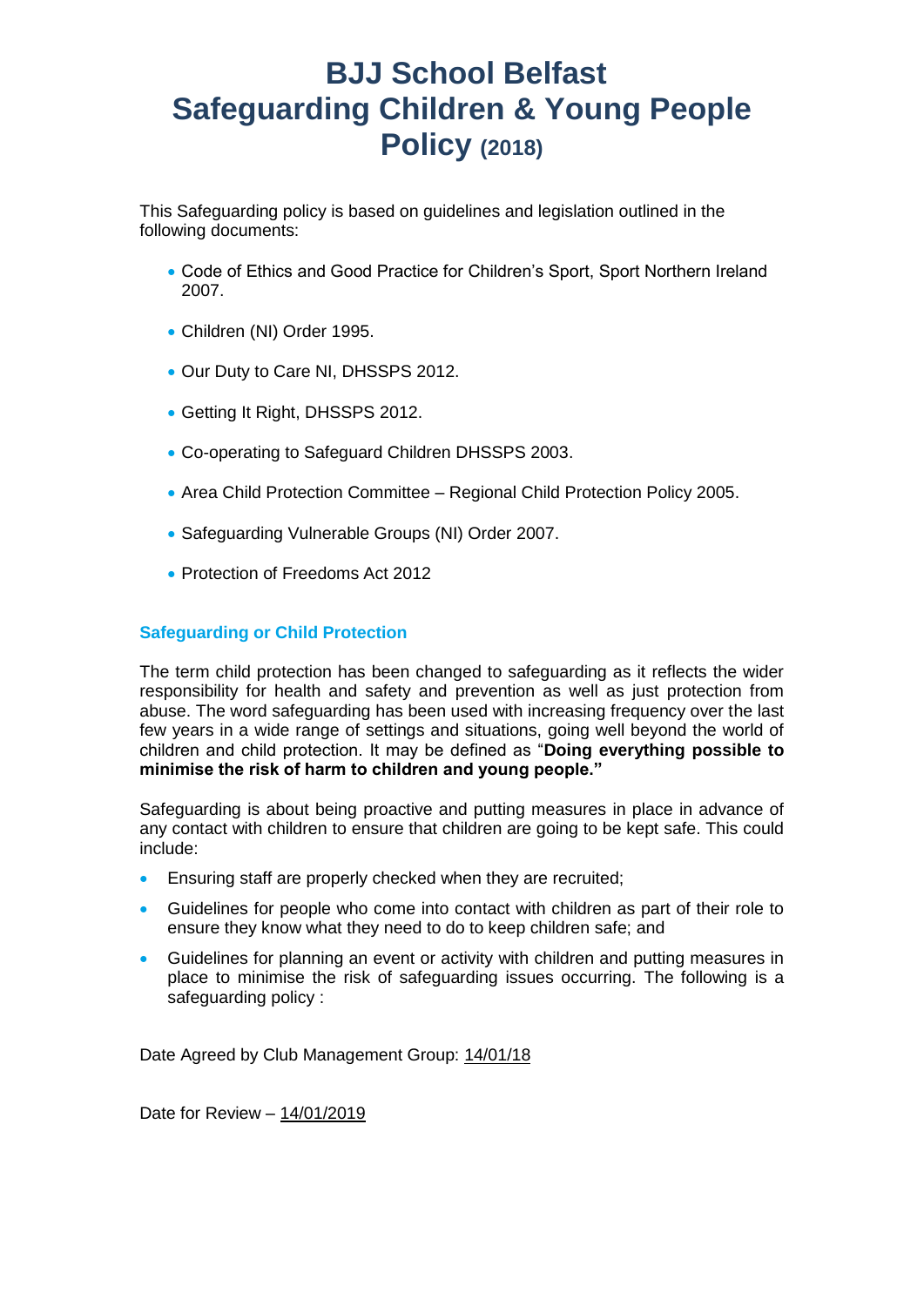# BJJ School Belfast
# Safeguarding Children & Young People Policy (2018)

This Safeguarding policy is based on guidelines and legislation outlined in the following documents:

- Code of Ethics and Good Practice for Children's Sport, Sport Northern Ireland 2007.
- Children (NI) Order 1995.
- Our Duty to Care NI, DHSSPS 2012.
- Getting It Right, DHSSPS 2012.
- Co-operating to Safeguard Children DHSSPS 2003.
- Area Child Protection Committee – Regional Child Protection Policy 2005.
- Safeguarding Vulnerable Groups (NI) Order 2007.
- Protection of Freedoms Act 2012

## Safeguarding or Child Protection

The term child protection has been changed to safeguarding as it reflects the wider responsibility for health and safety and prevention as well as just protection from abuse. The word safeguarding has been used with increasing frequency over the last few years in a wide range of settings and situations, going well beyond the world of children and child protection. It may be defined as "**Doing everything possible to minimise the risk of harm to children and young people."**

Safeguarding is about being proactive and putting measures in place in advance of any contact with children to ensure that children are going to be kept safe. This could include:

- Ensuring staff are properly checked when they are recruited;
- Guidelines for people who come into contact with children as part of their role to ensure they know what they need to do to keep children safe; and
- Guidelines for planning an event or activity with children and putting measures in place to minimise the risk of safeguarding issues occurring. The following is a safeguarding policy :

Date Agreed by Club Management Group: 14/01/18

Date for Review – 14/01/2019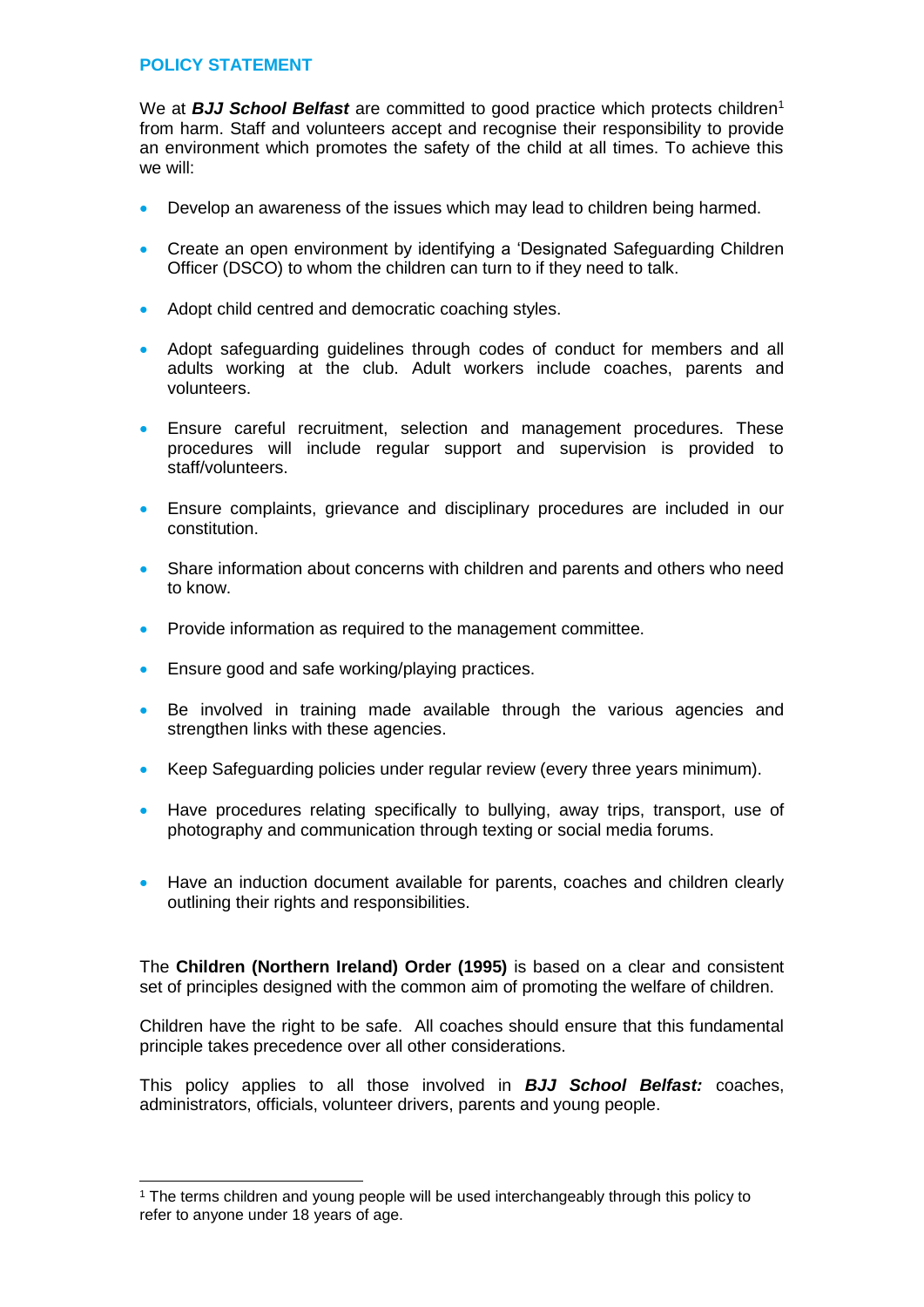## POLICY STATEMENT

We at ***BJJ School Belfast*** are committed to good practice which protects children[1] from harm. Staff and volunteers accept and recognise their responsibility to provide an environment which promotes the safety of the child at all times. To achieve this we will:

- Develop an awareness of the issues which may lead to children being harmed.
- Create an open environment by identifying a 'Designated Safeguarding Children Officer (DSCO) to whom the children can turn to if they need to talk.
- Adopt child centred and democratic coaching styles.
- Adopt safeguarding guidelines through codes of conduct for members and all adults working at the club. Adult workers include coaches, parents and volunteers.
- Ensure careful recruitment, selection and management procedures. These procedures will include regular support and supervision is provided to staff/volunteers.
- Ensure complaints, grievance and disciplinary procedures are included in our constitution.
- Share information about concerns with children and parents and others who need to know.
- Provide information as required to the management committee.
- Ensure good and safe working/playing practices.
- Be involved in training made available through the various agencies and strengthen links with these agencies.
- Keep Safeguarding policies under regular review (every three years minimum).
- Have procedures relating specifically to bullying, away trips, transport, use of photography and communication through texting or social media forums.
- Have an induction document available for parents, coaches and children clearly outlining their rights and responsibilities.

The **Children (Northern Ireland) Order (1995)** is based on a clear and consistent set of principles designed with the common aim of promoting the welfare of children.

Children have the right to be safe. All coaches should ensure that this fundamental principle takes precedence over all other considerations.

This policy applies to all those involved in ***BJJ School Belfast:*** coaches, administrators, officials, volunteer drivers, parents and young people.

---

[1] The terms children and young people will be used interchangeably through this policy to refer to anyone under 18 years of age.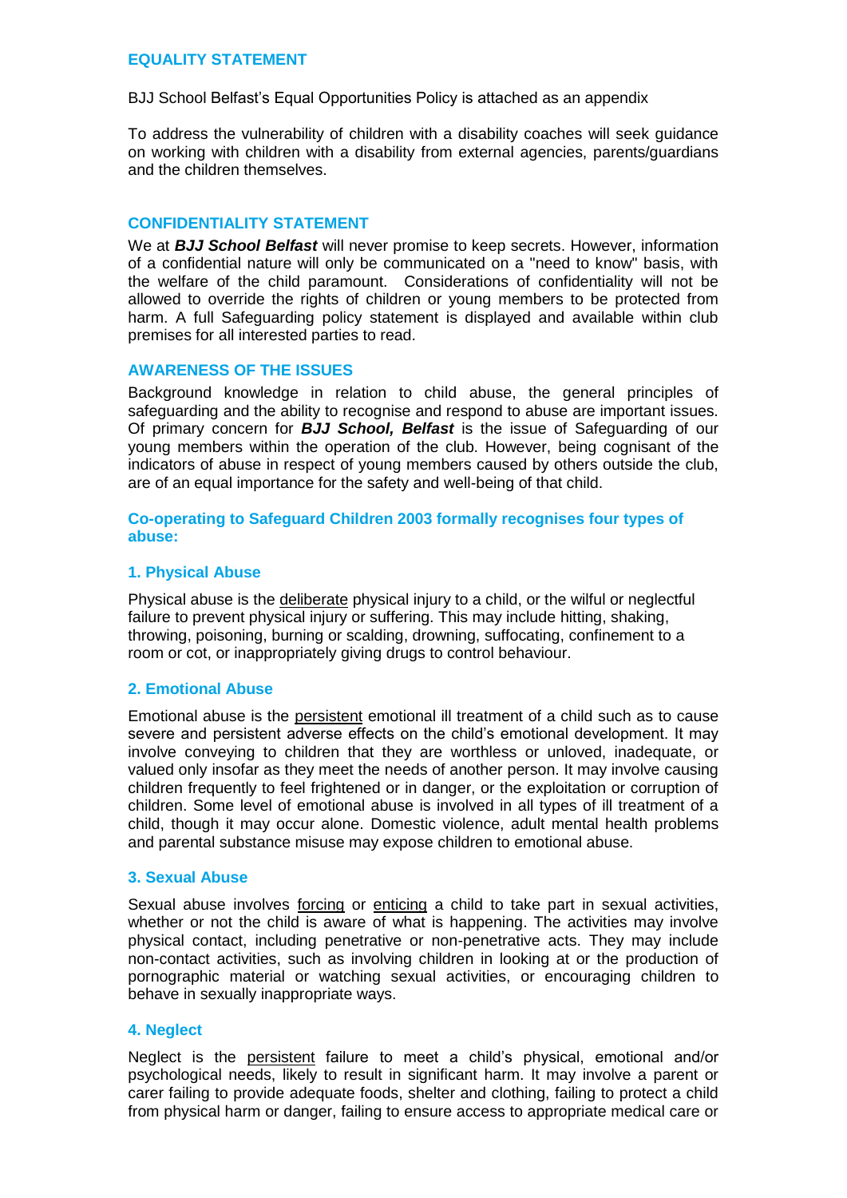## EQUALITY STATEMENT

BJJ School Belfast's Equal Opportunities Policy is attached as an appendix

To address the vulnerability of children with a disability coaches will seek guidance on working with children with a disability from external agencies, parents/guardians and the children themselves.

## CONFIDENTIALITY STATEMENT

We at ***BJJ School Belfast*** will never promise to keep secrets. However, information of a confidential nature will only be communicated on a "need to know" basis, with the welfare of the child paramount. Considerations of confidentiality will not be allowed to override the rights of children or young members to be protected from harm. A full Safeguarding policy statement is displayed and available within club premises for all interested parties to read.

## AWARENESS OF THE ISSUES

Background knowledge in relation to child abuse, the general principles of safeguarding and the ability to recognise and respond to abuse are important issues. Of primary concern for ***BJJ School, Belfast*** is the issue of Safeguarding of our young members within the operation of the club. However, being cognisant of the indicators of abuse in respect of young members caused by others outside the club, are of an equal importance for the safety and well-being of that child.

### Co-operating to Safeguard Children 2003 formally recognises four types of abuse:

### 1. Physical Abuse

Physical abuse is the <u>deliberate</u> physical injury to a child, or the wilful or neglectful failure to prevent physical injury or suffering. This may include hitting, shaking, throwing, poisoning, burning or scalding, drowning, suffocating, confinement to a room or cot, or inappropriately giving drugs to control behaviour.

### 2. Emotional Abuse

Emotional abuse is the <u>persistent</u> emotional ill treatment of a child such as to cause severe and persistent adverse effects on the child's emotional development. It may involve conveying to children that they are worthless or unloved, inadequate, or valued only insofar as they meet the needs of another person. It may involve causing children frequently to feel frightened or in danger, or the exploitation or corruption of children. Some level of emotional abuse is involved in all types of ill treatment of a child, though it may occur alone. Domestic violence, adult mental health problems and parental substance misuse may expose children to emotional abuse.

### 3. Sexual Abuse

Sexual abuse involves <u>forcing</u> or <u>enticing</u> a child to take part in sexual activities, whether or not the child is aware of what is happening. The activities may involve physical contact, including penetrative or non-penetrative acts. They may include non-contact activities, such as involving children in looking at or the production of pornographic material or watching sexual activities, or encouraging children to behave in sexually inappropriate ways.

### 4. Neglect

Neglect is the <u>persistent</u> failure to meet a child's physical, emotional and/or psychological needs, likely to result in significant harm. It may involve a parent or carer failing to provide adequate foods, shelter and clothing, failing to protect a child from physical harm or danger, failing to ensure access to appropriate medical care or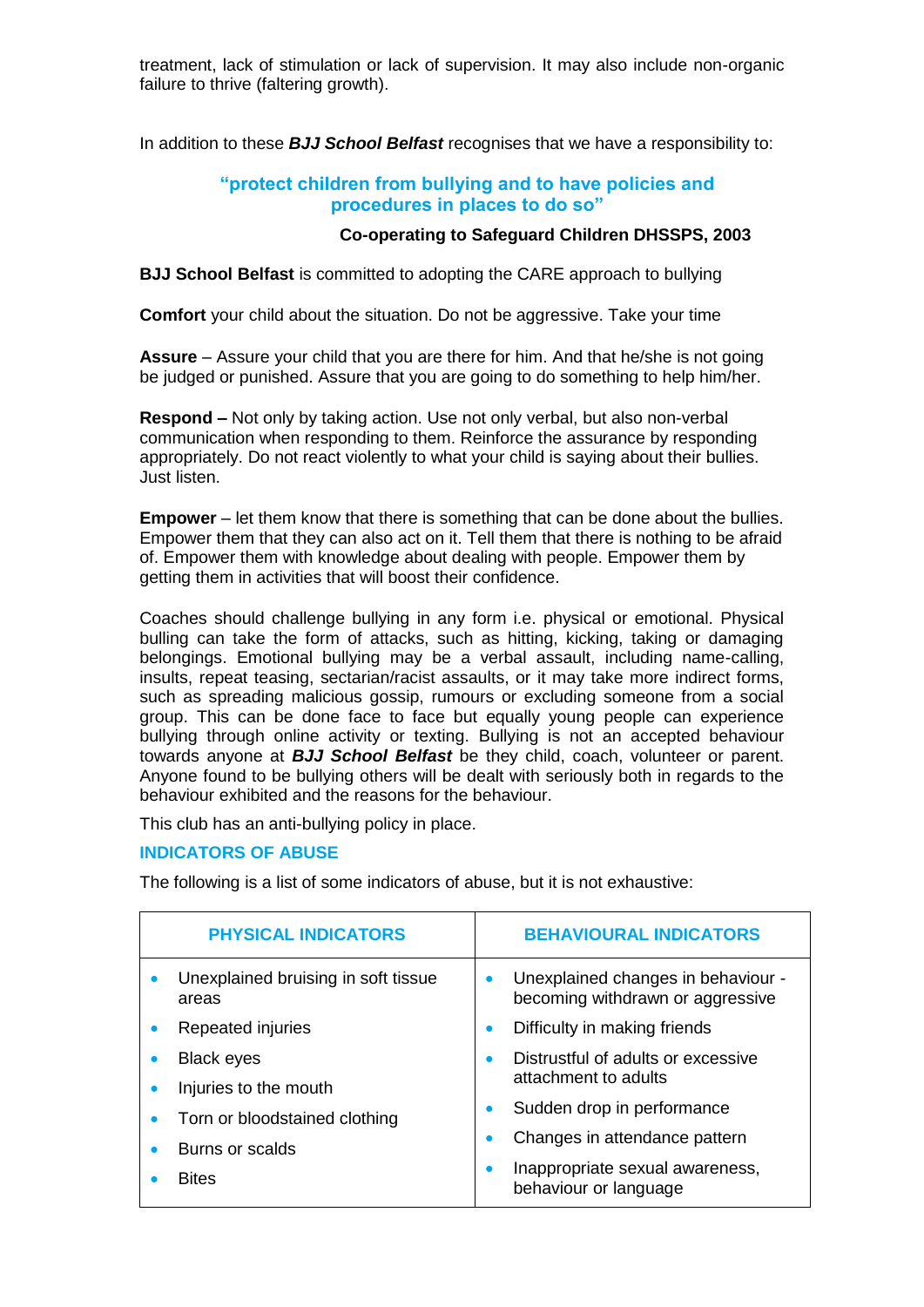treatment, lack of stimulation or lack of supervision. It may also include non-organic failure to thrive (faltering growth).

In addition to these ***BJJ School Belfast*** recognises that we have a responsibility to:

**"protect children from bullying and to have policies and procedures in places to do so"**

**Co-operating to Safeguard Children DHSSPS, 2003**

**BJJ School Belfast** is committed to adopting the CARE approach to bullying

**Comfort** your child about the situation. Do not be aggressive. Take your time

**Assure** – Assure your child that you are there for him. And that he/she is not going be judged or punished. Assure that you are going to do something to help him/her.

**Respond –** Not only by taking action. Use not only verbal, but also non-verbal communication when responding to them. Reinforce the assurance by responding appropriately. Do not react violently to what your child is saying about their bullies. Just listen.

**Empower** – let them know that there is something that can be done about the bullies. Empower them that they can also act on it. Tell them that there is nothing to be afraid of. Empower them with knowledge about dealing with people. Empower them by getting them in activities that will boost their confidence.

Coaches should challenge bullying in any form i.e. physical or emotional. Physical bulling can take the form of attacks, such as hitting, kicking, taking or damaging belongings. Emotional bullying may be a verbal assault, including name-calling, insults, repeat teasing, sectarian/racist assaults, or it may take more indirect forms, such as spreading malicious gossip, rumours or excluding someone from a social group. This can be done face to face but equally young people can experience bullying through online activity or texting. Bullying is not an accepted behaviour towards anyone at ***BJJ School Belfast*** be they child, coach, volunteer or parent. Anyone found to be bullying others will be dealt with seriously both in regards to the behaviour exhibited and the reasons for the behaviour.

This club has an anti-bullying policy in place.

## INDICATORS OF ABUSE

The following is a list of some indicators of abuse, but it is not exhaustive:

| PHYSICAL INDICATORS | BEHAVIOURAL INDICATORS |
|---|---|
| • Unexplained bruising in soft tissue areas<br>• Repeated injuries<br>• Black eyes<br>• Injuries to the mouth<br>• Torn or bloodstained clothing<br>• Burns or scalds<br>• Bites | • Unexplained changes in behaviour - becoming withdrawn or aggressive<br>• Difficulty in making friends<br>• Distrustful of adults or excessive attachment to adults<br>• Sudden drop in performance<br>• Changes in attendance pattern<br>• Inappropriate sexual awareness, behaviour or language |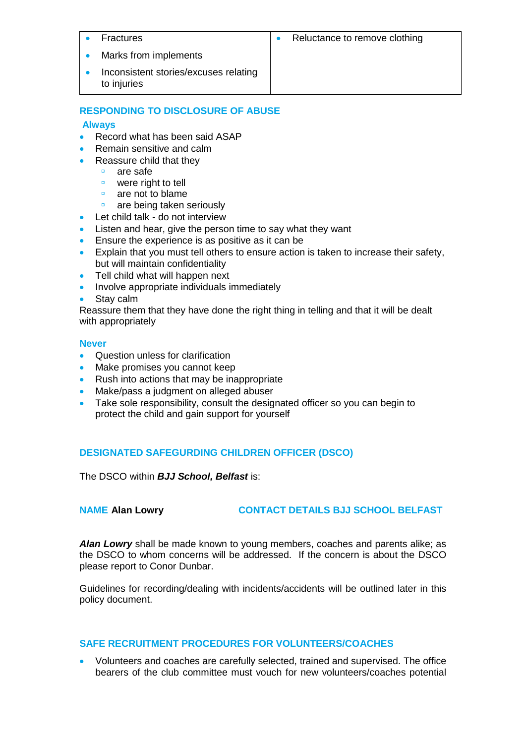| | |
|---|---|
| • Fractures<br>• Marks from implements<br>• Inconsistent stories/excuses relating to injuries | • Reluctance to remove clothing |

## RESPONDING TO DISCLOSURE OF ABUSE

### Always

- Record what has been said ASAP
- Remain sensitive and calm
- Reassure child that they
  - are safe
  - were right to tell
  - are not to blame
  - are being taken seriously
- Let child talk - do not interview
- Listen and hear, give the person time to say what they want
- Ensure the experience is as positive as it can be
- Explain that you must tell others to ensure action is taken to increase their safety, but will maintain confidentiality
- Tell child what will happen next
- Involve appropriate individuals immediately
- Stay calm

Reassure them that they have done the right thing in telling and that it will be dealt with appropriately

### Never

- Question unless for clarification
- Make promises you cannot keep
- Rush into actions that may be inappropriate
- Make/pass a judgment on alleged abuser
- Take sole responsibility, consult the designated officer so you can begin to protect the child and gain support for yourself

## DESIGNATED SAFEGURDING CHILDREN OFFICER (DSCO)

The DSCO within ***BJJ School, Belfast*** is:

**NAME** **Alan Lowry** **CONTACT DETAILS BJJ SCHOOL BELFAST**

***Alan Lowry*** shall be made known to young members, coaches and parents alike; as the DSCO to whom concerns will be addressed. If the concern is about the DSCO please report to Conor Dunbar.

Guidelines for recording/dealing with incidents/accidents will be outlined later in this policy document.

## SAFE RECRUITMENT PROCEDURES FOR VOLUNTEERS/COACHES

- Volunteers and coaches are carefully selected, trained and supervised. The office bearers of the club committee must vouch for new volunteers/coaches potential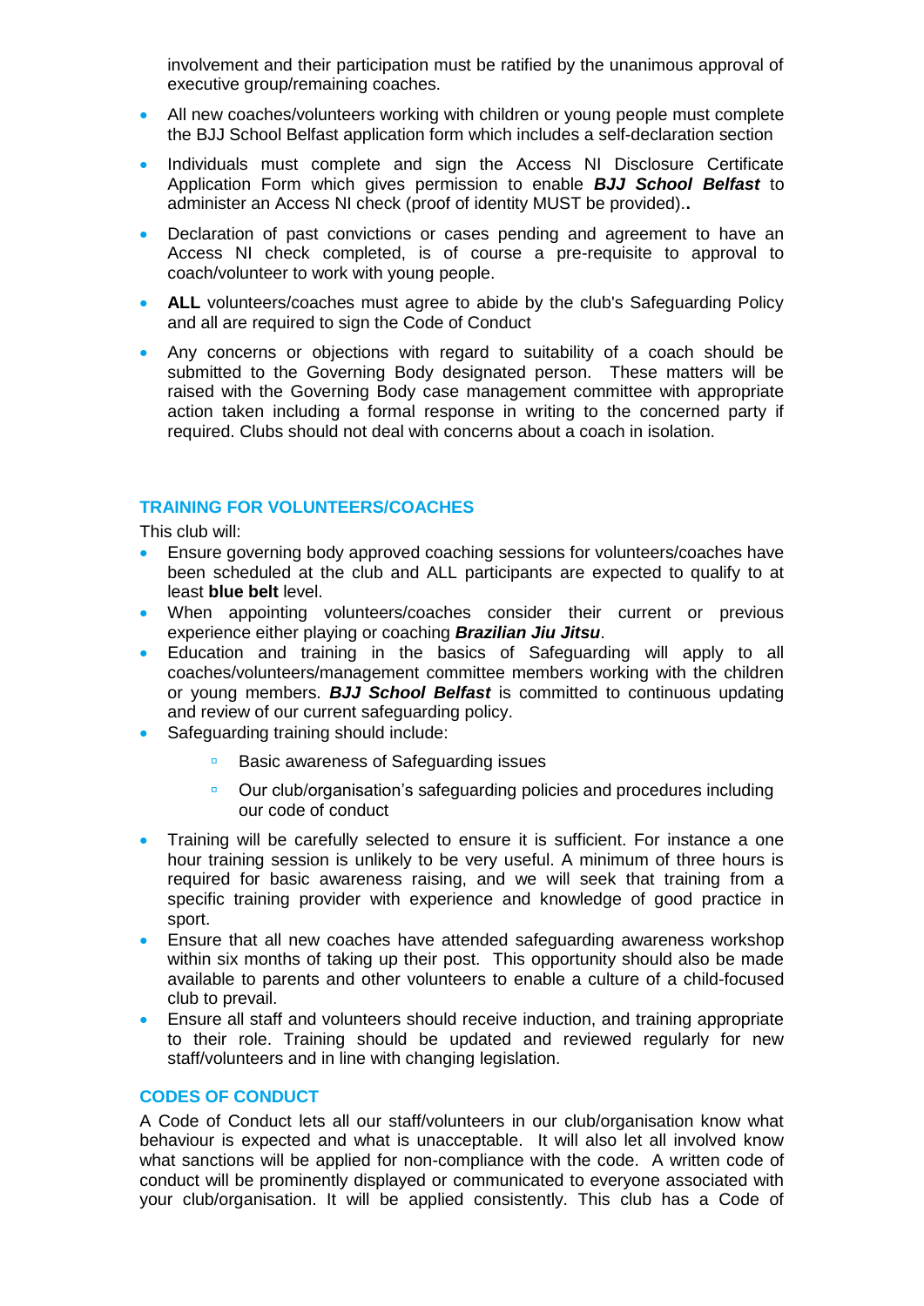involvement and their participation must be ratified by the unanimous approval of executive group/remaining coaches.

- All new coaches/volunteers working with children or young people must complete the BJJ School Belfast application form which includes a self-declaration section
- Individuals must complete and sign the Access NI Disclosure Certificate Application Form which gives permission to enable ***BJJ School Belfast*** to administer an Access NI check (proof of identity MUST be provided)**.**
- Declaration of past convictions or cases pending and agreement to have an Access NI check completed, is of course a pre-requisite to approval to coach/volunteer to work with young people.
- **ALL** volunteers/coaches must agree to abide by the club's Safeguarding Policy and all are required to sign the Code of Conduct
- Any concerns or objections with regard to suitability of a coach should be submitted to the Governing Body designated person. These matters will be raised with the Governing Body case management committee with appropriate action taken including a formal response in writing to the concerned party if required. Clubs should not deal with concerns about a coach in isolation.

## TRAINING FOR VOLUNTEERS/COACHES

This club will:

- Ensure governing body approved coaching sessions for volunteers/coaches have been scheduled at the club and ALL participants are expected to qualify to at least **blue belt** level.
- When appointing volunteers/coaches consider their current or previous experience either playing or coaching ***Brazilian Jiu Jitsu***.
- Education and training in the basics of Safeguarding will apply to all coaches/volunteers/management committee members working with the children or young members. ***BJJ School Belfast*** is committed to continuous updating and review of our current safeguarding policy.
- Safeguarding training should include:
  - Basic awareness of Safeguarding issues
  - Our club/organisation's safeguarding policies and procedures including our code of conduct
- Training will be carefully selected to ensure it is sufficient. For instance a one hour training session is unlikely to be very useful. A minimum of three hours is required for basic awareness raising, and we will seek that training from a specific training provider with experience and knowledge of good practice in sport.
- Ensure that all new coaches have attended safeguarding awareness workshop within six months of taking up their post. This opportunity should also be made available to parents and other volunteers to enable a culture of a child-focused club to prevail.
- Ensure all staff and volunteers should receive induction, and training appropriate to their role. Training should be updated and reviewed regularly for new staff/volunteers and in line with changing legislation.

## CODES OF CONDUCT

A Code of Conduct lets all our staff/volunteers in our club/organisation know what behaviour is expected and what is unacceptable. It will also let all involved know what sanctions will be applied for non-compliance with the code. A written code of conduct will be prominently displayed or communicated to everyone associated with your club/organisation. It will be applied consistently. This club has a Code of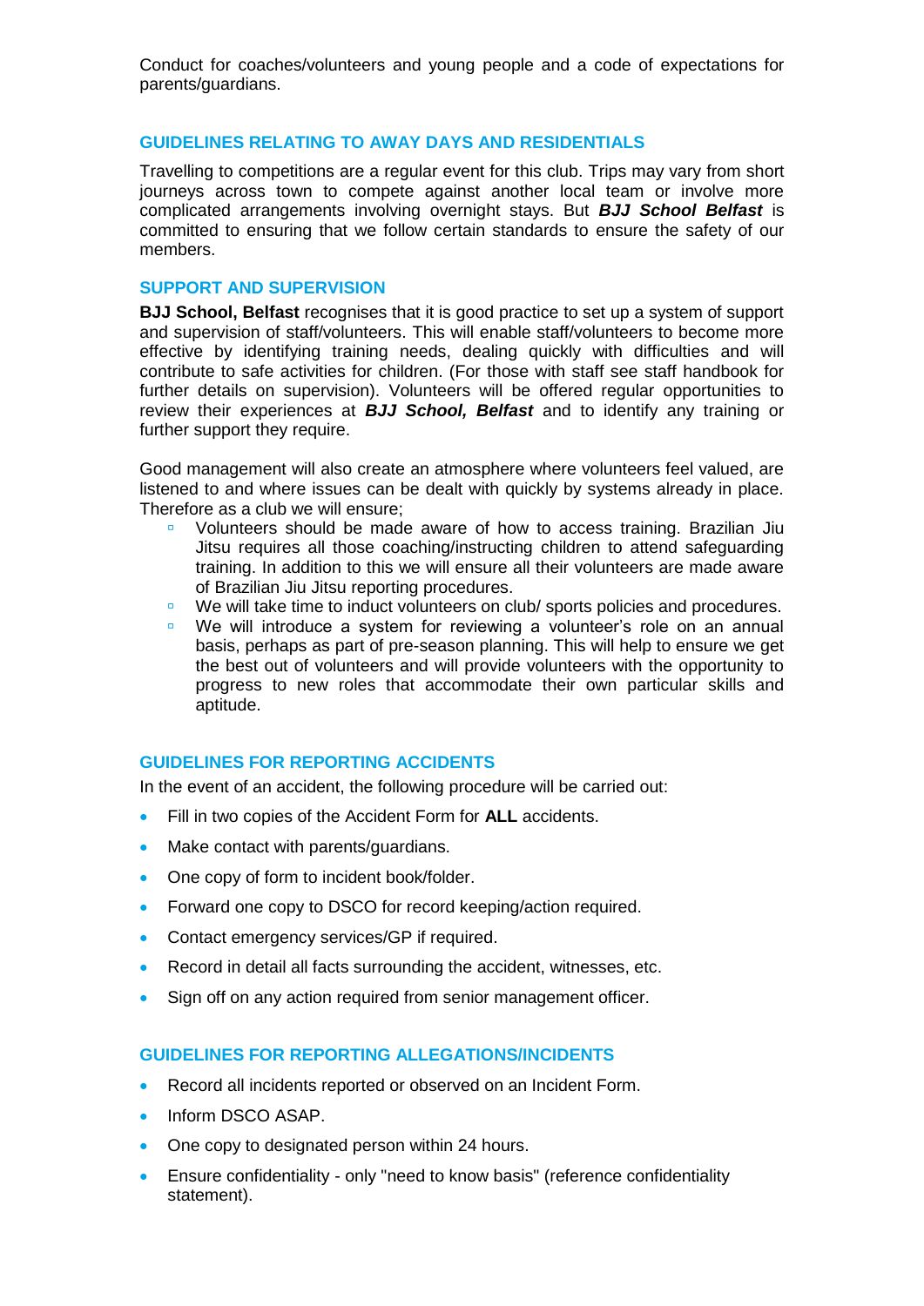Conduct for coaches/volunteers and young people and a code of expectations for parents/guardians.

## GUIDELINES RELATING TO AWAY DAYS AND RESIDENTIALS

Travelling to competitions are a regular event for this club. Trips may vary from short journeys across town to compete against another local team or involve more complicated arrangements involving overnight stays. But ***BJJ School Belfast*** is committed to ensuring that we follow certain standards to ensure the safety of our members.

## SUPPORT AND SUPERVISION

**BJJ School, Belfast** recognises that it is good practice to set up a system of support and supervision of staff/volunteers. This will enable staff/volunteers to become more effective by identifying training needs, dealing quickly with difficulties and will contribute to safe activities for children. (For those with staff see staff handbook for further details on supervision). Volunteers will be offered regular opportunities to review their experiences at ***BJJ School, Belfast*** and to identify any training or further support they require.

Good management will also create an atmosphere where volunteers feel valued, are listened to and where issues can be dealt with quickly by systems already in place. Therefore as a club we will ensure;

- Volunteers should be made aware of how to access training. Brazilian Jiu Jitsu requires all those coaching/instructing children to attend safeguarding training. In addition to this we will ensure all their volunteers are made aware of Brazilian Jiu Jitsu reporting procedures.
- We will take time to induct volunteers on club/ sports policies and procedures.
- We will introduce a system for reviewing a volunteer's role on an annual basis, perhaps as part of pre-season planning. This will help to ensure we get the best out of volunteers and will provide volunteers with the opportunity to progress to new roles that accommodate their own particular skills and aptitude.

## GUIDELINES FOR REPORTING ACCIDENTS

In the event of an accident, the following procedure will be carried out:

- Fill in two copies of the Accident Form for **ALL** accidents.
- Make contact with parents/guardians.
- One copy of form to incident book/folder.
- Forward one copy to DSCO for record keeping/action required.
- Contact emergency services/GP if required.
- Record in detail all facts surrounding the accident, witnesses, etc.
- Sign off on any action required from senior management officer.

## GUIDELINES FOR REPORTING ALLEGATIONS/INCIDENTS

- Record all incidents reported or observed on an Incident Form.
- Inform DSCO ASAP.
- One copy to designated person within 24 hours.
- Ensure confidentiality - only "need to know basis" (reference confidentiality statement).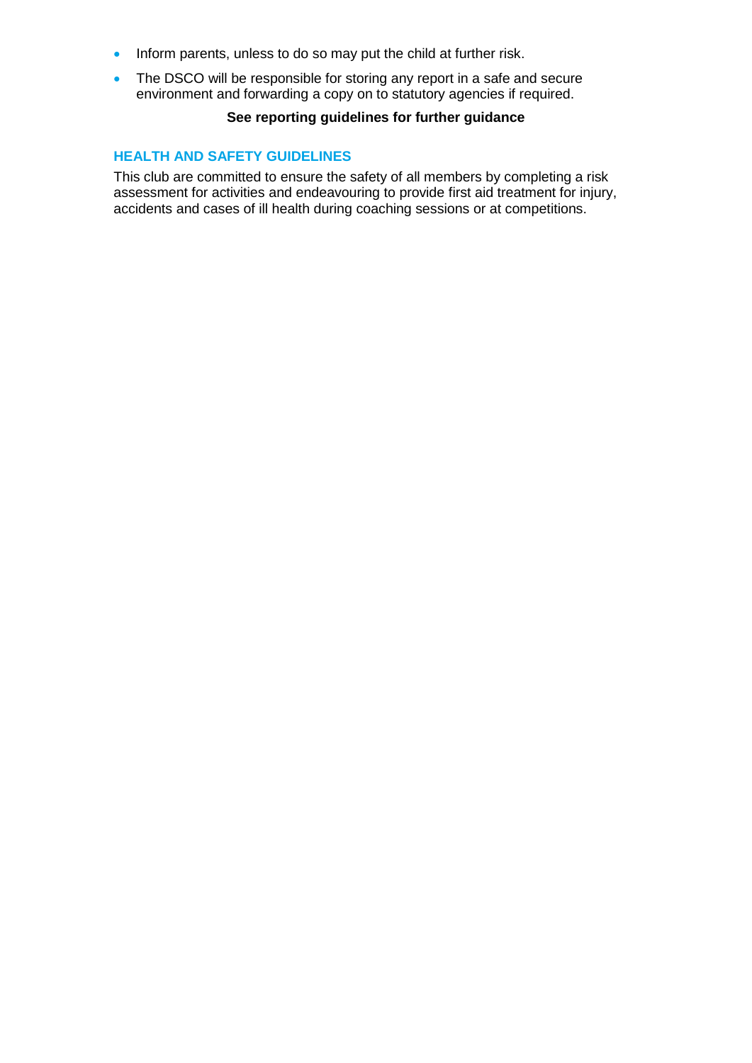- Inform parents, unless to do so may put the child at further risk.
- The DSCO will be responsible for storing any report in a safe and secure environment and forwarding a copy on to statutory agencies if required.

**See reporting guidelines for further guidance**

## HEALTH AND SAFETY GUIDELINES

This club are committed to ensure the safety of all members by completing a risk assessment for activities and endeavouring to provide first aid treatment for injury, accidents and cases of ill health during coaching sessions or at competitions.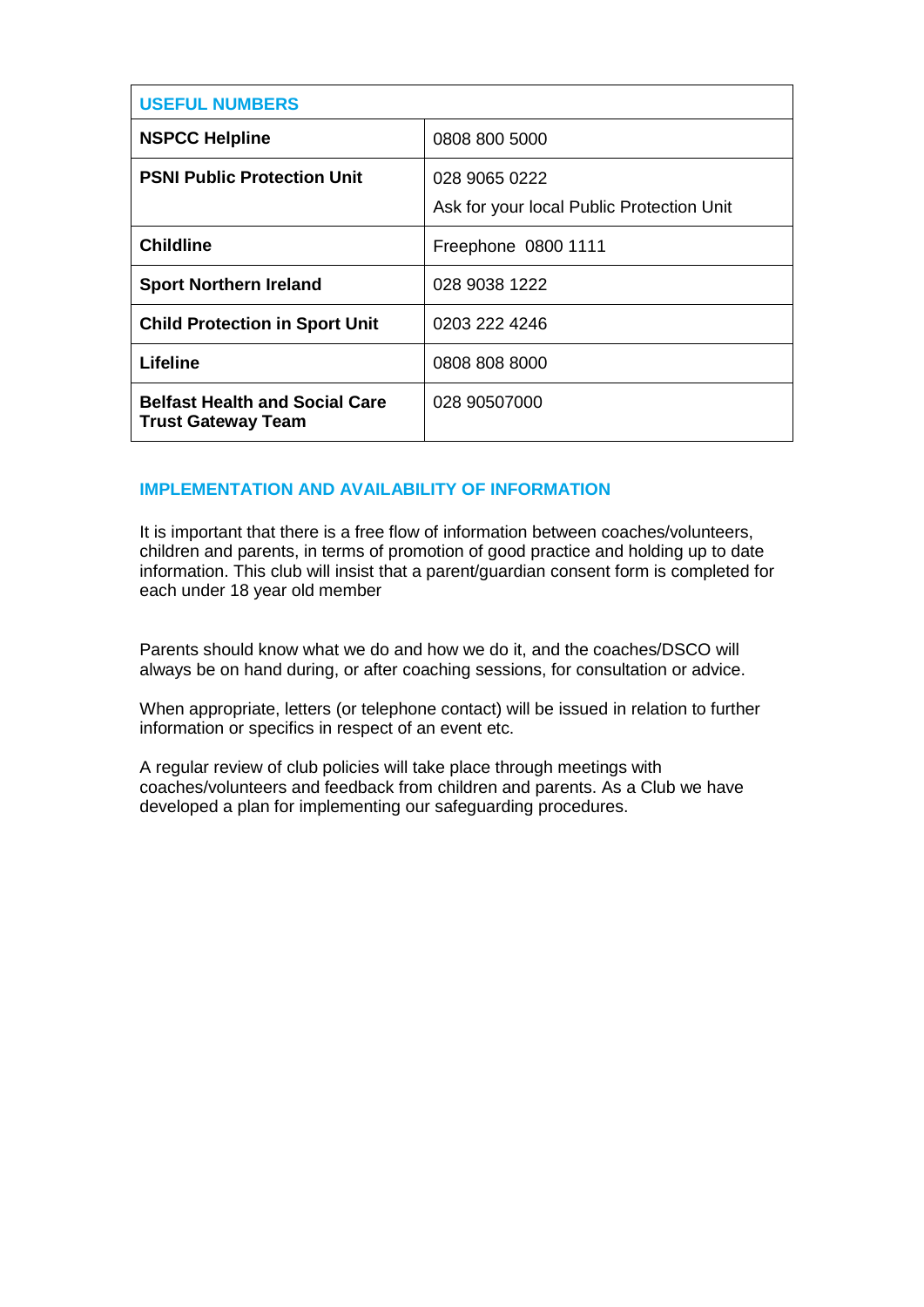| USEFUL NUMBERS | |
|---|---|
| **NSPCC Helpline** | 0808 800 5000 |
| **PSNI Public Protection Unit** | 028 9065 0222<br>Ask for your local Public Protection Unit |
| **Childline** | Freephone 0800 1111 |
| **Sport Northern Ireland** | 028 9038 1222 |
| **Child Protection in Sport Unit** | 0203 222 4246 |
| **Lifeline** | 0808 808 8000 |
| **Belfast Health and Social Care Trust Gateway Team** | 028 90507000 |

## IMPLEMENTATION AND AVAILABILITY OF INFORMATION

It is important that there is a free flow of information between coaches/volunteers, children and parents, in terms of promotion of good practice and holding up to date information. This club will insist that a parent/guardian consent form is completed for each under 18 year old member

Parents should know what we do and how we do it, and the coaches/DSCO will always be on hand during, or after coaching sessions, for consultation or advice.

When appropriate, letters (or telephone contact) will be issued in relation to further information or specifics in respect of an event etc.

A regular review of club policies will take place through meetings with coaches/volunteers and feedback from children and parents. As a Club we have developed a plan for implementing our safeguarding procedures.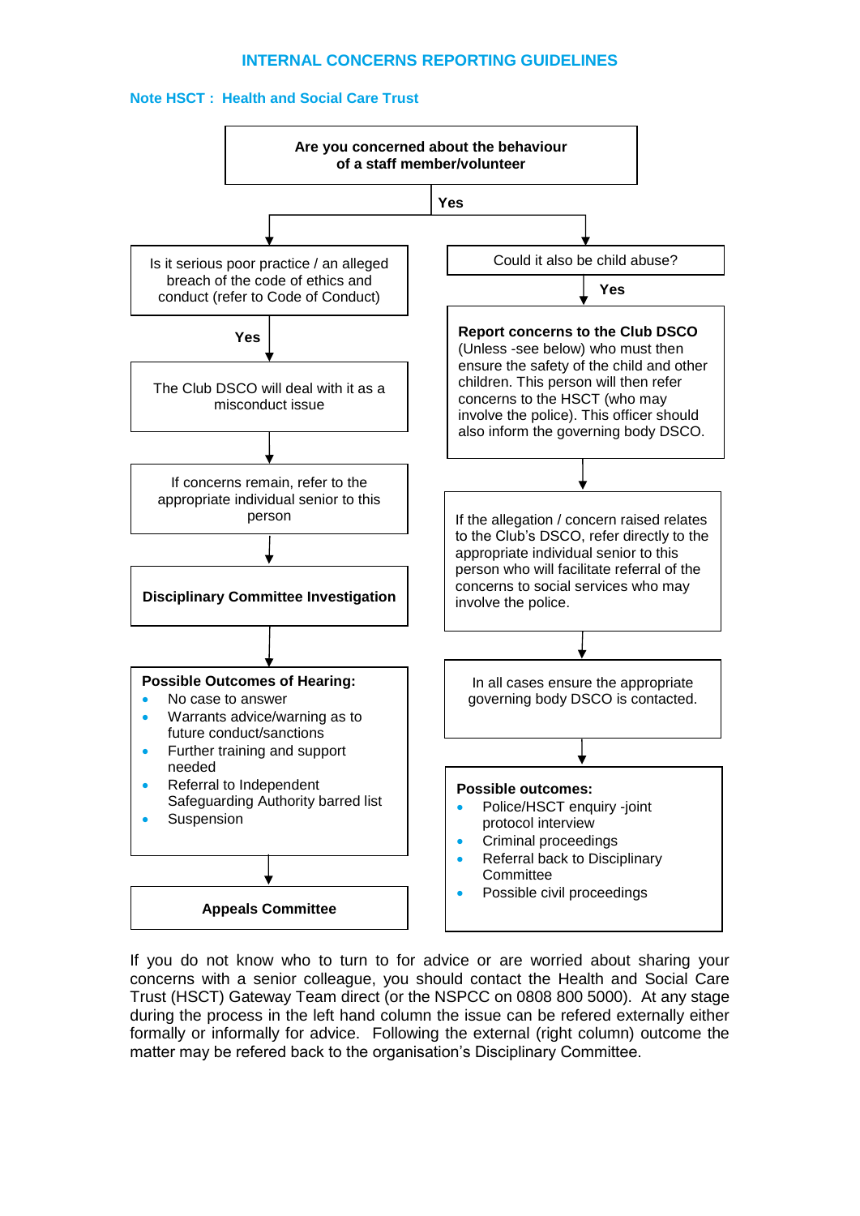## INTERNAL CONCERNS REPORTING GUIDELINES

**Note HSCT : Health and Social Care Trust**

**Are you concerned about the behaviour of a staff member/volunteer**

**Yes**

**Left column:**

Is it serious poor practice / an alleged breach of the code of ethics and conduct (refer to Code of Conduct)

**Yes**

The Club DSCO will deal with it as a misconduct issue

If concerns remain, refer to the appropriate individual senior to this person

**Disciplinary Committee Investigation**

**Possible Outcomes of Hearing:**

- No case to answer
- Warrants advice/warning as to future conduct/sanctions
- Further training and support needed
- Referral to Independent Safeguarding Authority barred list
- Suspension

**Appeals Committee**

**Right column:**

Could it also be child abuse?

**Yes**

**Report concerns to the Club DSCO** (Unless -see below) who must then ensure the safety of the child and other children. This person will then refer concerns to the HSCT (who may involve the police). This officer should also inform the governing body DSCO.

If the allegation / concern raised relates to the Club's DSCO, refer directly to the appropriate individual senior to this person who will facilitate referral of the concerns to social services who may involve the police.

In all cases ensure the appropriate governing body DSCO is contacted.

**Possible outcomes:**

- Police/HSCT enquiry -joint protocol interview
- Criminal proceedings
- Referral back to Disciplinary Committee
- Possible civil proceedings

If you do not know who to turn to for advice or are worried about sharing your concerns with a senior colleague, you should contact the Health and Social Care Trust (HSCT) Gateway Team direct (or the NSPCC on 0808 800 5000). At any stage during the process in the left hand column the issue can be refered externally either formally or informally for advice. Following the external (right column) outcome the matter may be refered back to the organisation's Disciplinary Committee.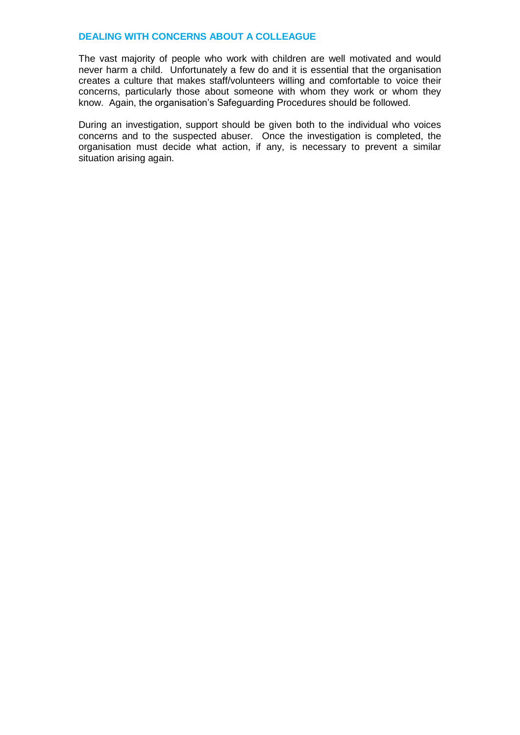## DEALING WITH CONCERNS ABOUT A COLLEAGUE

The vast majority of people who work with children are well motivated and would never harm a child. Unfortunately a few do and it is essential that the organisation creates a culture that makes staff/volunteers willing and comfortable to voice their concerns, particularly those about someone with whom they work or whom they know. Again, the organisation's Safeguarding Procedures should be followed.

During an investigation, support should be given both to the individual who voices concerns and to the suspected abuser. Once the investigation is completed, the organisation must decide what action, if any, is necessary to prevent a similar situation arising again.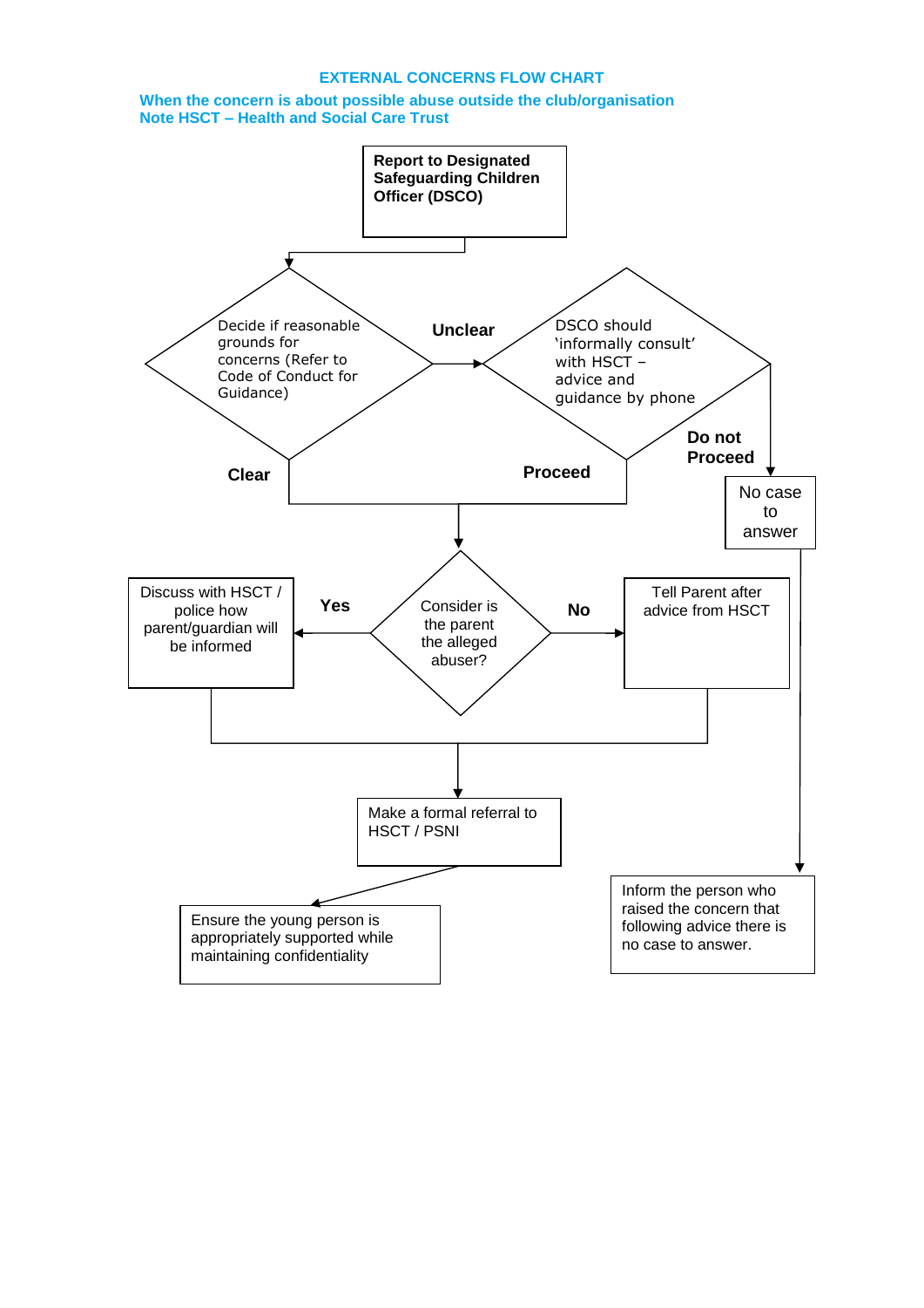## EXTERNAL CONCERNS FLOW CHART

**When the concern is about possible abuse outside the club/organisation**
**Note HSCT – Health and Social Care Trust**

**Report to Designated Safeguarding Children Officer (DSCO)**

Decide if reasonable grounds for concerns (Refer to Code of Conduct for Guidance)

**Unclear**

DSCO should 'informally consult' with HSCT – advice and guidance by phone

**Do not Proceed**

No case to answer

**Clear**

**Proceed**

Discuss with HSCT / police how parent/guardian will be informed

**Yes**

Consider is the parent the alleged abuser?

**No**

Tell Parent after advice from HSCT

Make a formal referral to HSCT / PSNI

Ensure the young person is appropriately supported while maintaining confidentiality

Inform the person who raised the concern that following advice there is no case to answer.